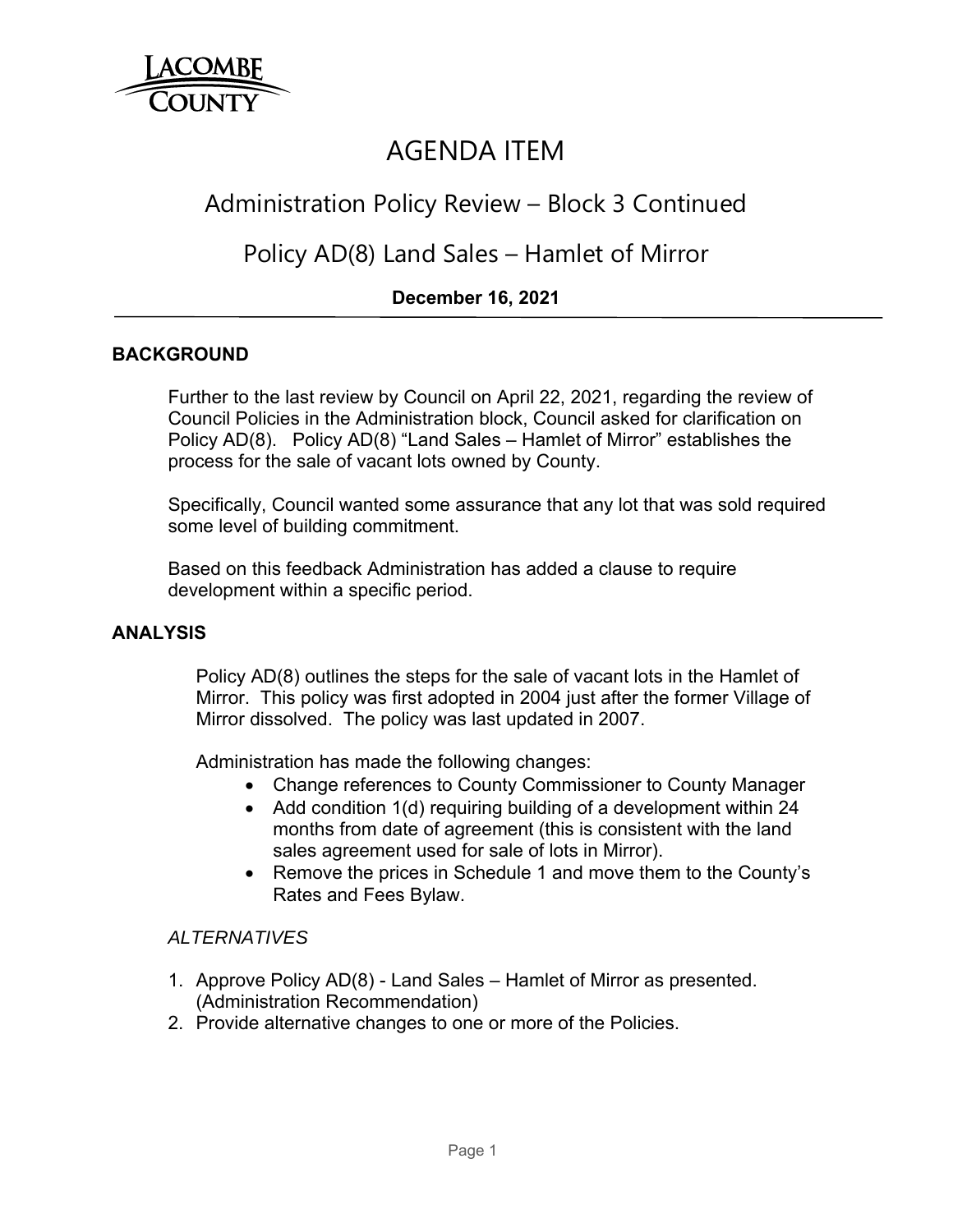LACOMBE COUNTY

# AGENDA ITEM

## Administration Policy Review – Block 3 Continued

## Policy AD(8) Land Sales – Hamlet of Mirror

**December 16, 2021**

### BACKGROUND

Further to the last review by Council on April 22, 2021, regarding the review of Council Policies in the Administration block, Council asked for clarification on Policy AD(8). Policy AD(8) "Land Sales – Hamlet of Mirror" establishes the process for the sale of vacant lots owned by County.

Specifically, Council wanted some assurance that any lot that was sold required some level of building commitment.

Based on this feedback Administration has added a clause to require development within a specific period.

### ANALYSIS

Policy AD(8) outlines the steps for the sale of vacant lots in the Hamlet of Mirror. This policy was first adopted in 2004 just after the former Village of Mirror dissolved. The policy was last updated in 2007.

Administration has made the following changes:

- Change references to County Commissioner to County Manager
- Add condition 1(d) requiring building of a development within 24 months from date of agreement (this is consistent with the land sales agreement used for sale of lots in Mirror).
- Remove the prices in Schedule 1 and move them to the County's Rates and Fees Bylaw.

*ALTERNATIVES*

1. Approve Policy AD(8) - Land Sales – Hamlet of Mirror as presented. (Administration Recommendation)
2. Provide alternative changes to one or more of the Policies.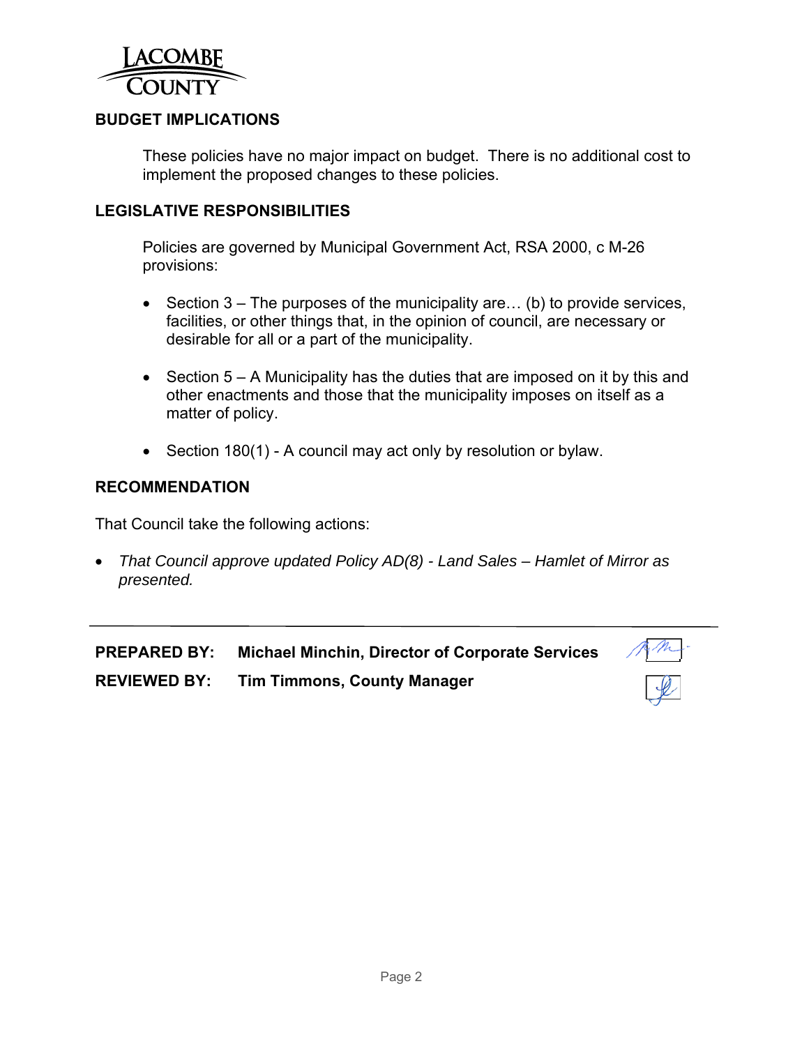## BUDGET IMPLICATIONS

These policies have no major impact on budget. There is no additional cost to implement the proposed changes to these policies.

## LEGISLATIVE RESPONSIBILITIES

Policies are governed by Municipal Government Act, RSA 2000, c M-26 provisions:

- Section 3 – The purposes of the municipality are… (b) to provide services, facilities, or other things that, in the opinion of council, are necessary or desirable for all or a part of the municipality.
- Section 5 – A Municipality has the duties that are imposed on it by this and other enactments and those that the municipality imposes on itself as a matter of policy.
- Section 180(1) - A council may act only by resolution or bylaw.

## RECOMMENDATION

That Council take the following actions:

- *That Council approve updated Policy AD(8) - Land Sales – Hamlet of Mirror as presented.*

---

**PREPARED BY:** **Michael Minchin, Director of Corporate Services**

**REVIEWED BY:** **Tim Timmons, County Manager**